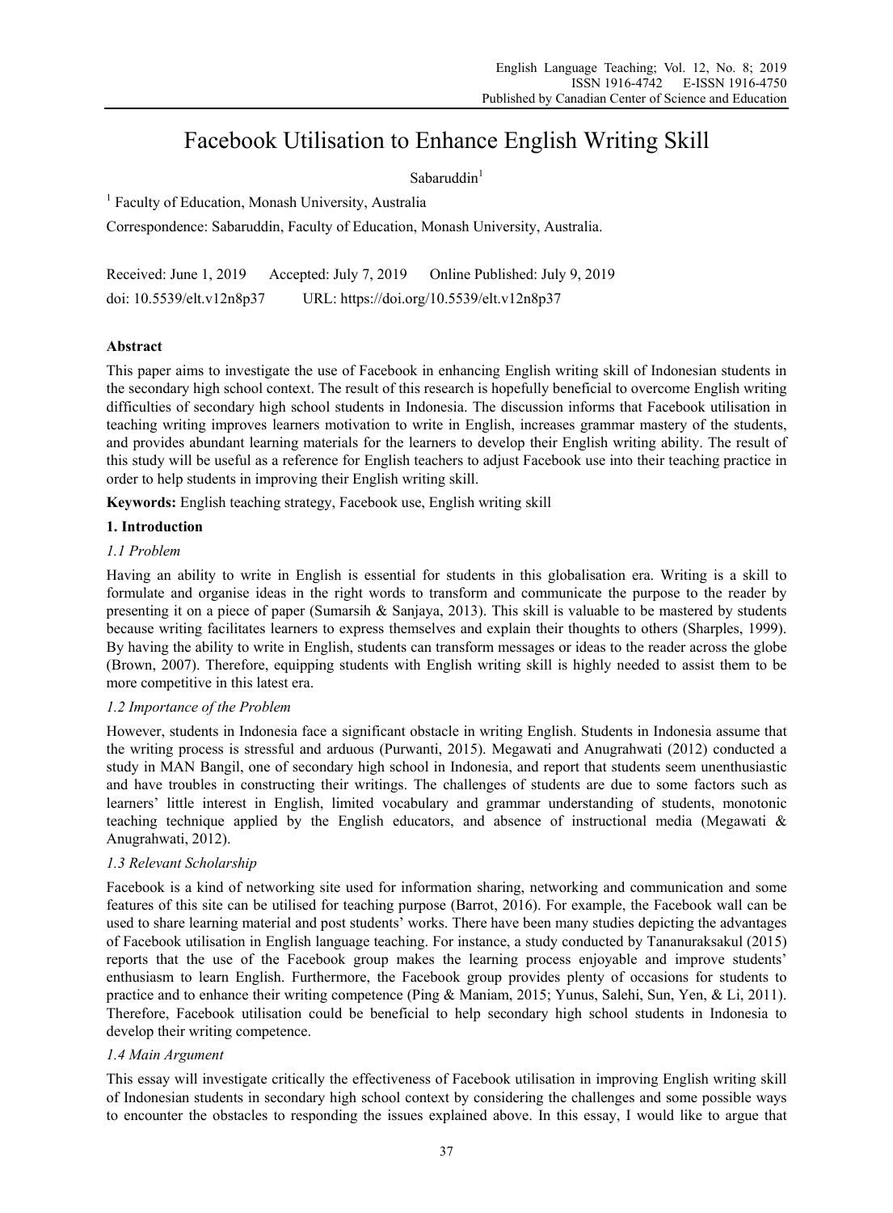# Facebook Utilisation to Enhance English Writing Skill

Sabaruddin[1]

[1] Faculty of Education, Monash University, Australia

Correspondence: Sabaruddin, Faculty of Education, Monash University, Australia.

Received: June 1, 2019 Accepted: July 7, 2019 Online Published: July 9, 2019

doi: 10.5539/elt.v12n8p37 URL: https://doi.org/10.5539/elt.v12n8p37

## Abstract

This paper aims to investigate the use of Facebook in enhancing English writing skill of Indonesian students in the secondary high school context. The result of this research is hopefully beneficial to overcome English writing difficulties of secondary high school students in Indonesia. The discussion informs that Facebook utilisation in teaching writing improves learners motivation to write in English, increases grammar mastery of the students, and provides abundant learning materials for the learners to develop their English writing ability. The result of this study will be useful as a reference for English teachers to adjust Facebook use into their teaching practice in order to help students in improving their English writing skill.

**Keywords:** English teaching strategy, Facebook use, English writing skill

## 1. Introduction

### *1.1 Problem*

Having an ability to write in English is essential for students in this globalisation era. Writing is a skill to formulate and organise ideas in the right words to transform and communicate the purpose to the reader by presenting it on a piece of paper (Sumarsih & Sanjaya, 2013). This skill is valuable to be mastered by students because writing facilitates learners to express themselves and explain their thoughts to others (Sharples, 1999). By having the ability to write in English, students can transform messages or ideas to the reader across the globe (Brown, 2007). Therefore, equipping students with English writing skill is highly needed to assist them to be more competitive in this latest era.

### *1.2 Importance of the Problem*

However, students in Indonesia face a significant obstacle in writing English. Students in Indonesia assume that the writing process is stressful and arduous (Purwanti, 2015). Megawati and Anugrahwati (2012) conducted a study in MAN Bangil, one of secondary high school in Indonesia, and report that students seem unenthusiastic and have troubles in constructing their writings. The challenges of students are due to some factors such as learners' little interest in English, limited vocabulary and grammar understanding of students, monotonic teaching technique applied by the English educators, and absence of instructional media (Megawati & Anugrahwati, 2012).

### *1.3 Relevant Scholarship*

Facebook is a kind of networking site used for information sharing, networking and communication and some features of this site can be utilised for teaching purpose (Barrot, 2016). For example, the Facebook wall can be used to share learning material and post students' works. There have been many studies depicting the advantages of Facebook utilisation in English language teaching. For instance, a study conducted by Tananuraksakul (2015) reports that the use of the Facebook group makes the learning process enjoyable and improve students' enthusiasm to learn English. Furthermore, the Facebook group provides plenty of occasions for students to practice and to enhance their writing competence (Ping & Maniam, 2015; Yunus, Salehi, Sun, Yen, & Li, 2011). Therefore, Facebook utilisation could be beneficial to help secondary high school students in Indonesia to develop their writing competence.

### *1.4 Main Argument*

This essay will investigate critically the effectiveness of Facebook utilisation in improving English writing skill of Indonesian students in secondary high school context by considering the challenges and some possible ways to encounter the obstacles to responding the issues explained above. In this essay, I would like to argue that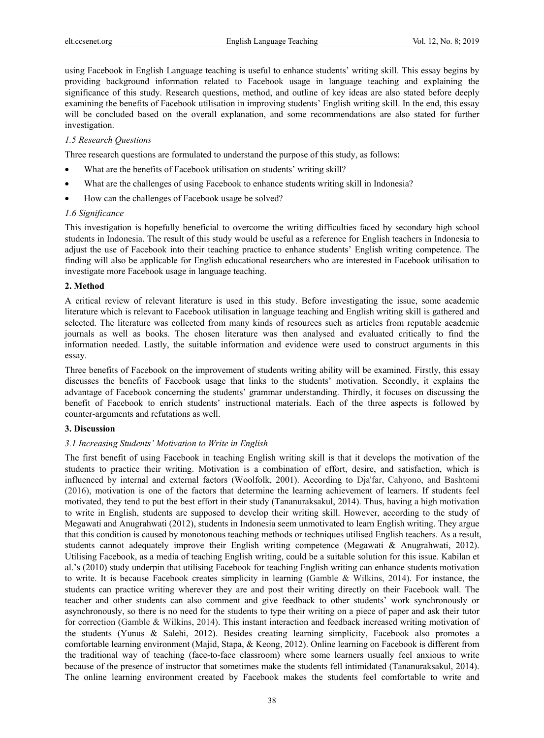using Facebook in English Language teaching is useful to enhance students' writing skill. This essay begins by providing background information related to Facebook usage in language teaching and explaining the significance of this study. Research questions, method, and outline of key ideas are also stated before deeply examining the benefits of Facebook utilisation in improving students' English writing skill. In the end, this essay will be concluded based on the overall explanation, and some recommendations are also stated for further investigation.

### *1.5 Research Questions*

Three research questions are formulated to understand the purpose of this study, as follows:

- What are the benefits of Facebook utilisation on students' writing skill?
- What are the challenges of using Facebook to enhance students writing skill in Indonesia?
- How can the challenges of Facebook usage be solved?

### *1.6 Significance*

This investigation is hopefully beneficial to overcome the writing difficulties faced by secondary high school students in Indonesia. The result of this study would be useful as a reference for English teachers in Indonesia to adjust the use of Facebook into their teaching practice to enhance students' English writing competence. The finding will also be applicable for English educational researchers who are interested in Facebook utilisation to investigate more Facebook usage in language teaching.

## **2. Method**

A critical review of relevant literature is used in this study. Before investigating the issue, some academic literature which is relevant to Facebook utilisation in language teaching and English writing skill is gathered and selected. The literature was collected from many kinds of resources such as articles from reputable academic journals as well as books. The chosen literature was then analysed and evaluated critically to find the information needed. Lastly, the suitable information and evidence were used to construct arguments in this essay.

Three benefits of Facebook on the improvement of students writing ability will be examined. Firstly, this essay discusses the benefits of Facebook usage that links to the students' motivation. Secondly, it explains the advantage of Facebook concerning the students' grammar understanding. Thirdly, it focuses on discussing the benefit of Facebook to enrich students' instructional materials. Each of the three aspects is followed by counter-arguments and refutations as well.

## **3. Discussion**

### *3.1 Increasing Students' Motivation to Write in English*

The first benefit of using Facebook in teaching English writing skill is that it develops the motivation of the students to practice their writing. Motivation is a combination of effort, desire, and satisfaction, which is influenced by internal and external factors (Woolfolk, 2001). According to Dja'far, Cahyono, and Bashtomi (2016), motivation is one of the factors that determine the learning achievement of learners. If students feel motivated, they tend to put the best effort in their study (Tananuraksakul, 2014). Thus, having a high motivation to write in English, students are supposed to develop their writing skill. However, according to the study of Megawati and Anugrahwati (2012), students in Indonesia seem unmotivated to learn English writing. They argue that this condition is caused by monotonous teaching methods or techniques utilised English teachers. As a result, students cannot adequately improve their English writing competence (Megawati & Anugrahwati, 2012). Utilising Facebook, as a media of teaching English writing, could be a suitable solution for this issue. Kabilan et al.'s (2010) study underpin that utilising Facebook for teaching English writing can enhance students motivation to write. It is because Facebook creates simplicity in learning (Gamble & Wilkins, 2014). For instance, the students can practice writing wherever they are and post their writing directly on their Facebook wall. The teacher and other students can also comment and give feedback to other students' work synchronously or asynchronously, so there is no need for the students to type their writing on a piece of paper and ask their tutor for correction (Gamble & Wilkins, 2014). This instant interaction and feedback increased writing motivation of the students (Yunus & Salehi, 2012). Besides creating learning simplicity, Facebook also promotes a comfortable learning environment (Majid, Stapa, & Keong, 2012). Online learning on Facebook is different from the traditional way of teaching (face-to-face classroom) where some learners usually feel anxious to write because of the presence of instructor that sometimes make the students fell intimidated (Tananuraksakul, 2014). The online learning environment created by Facebook makes the students feel comfortable to write and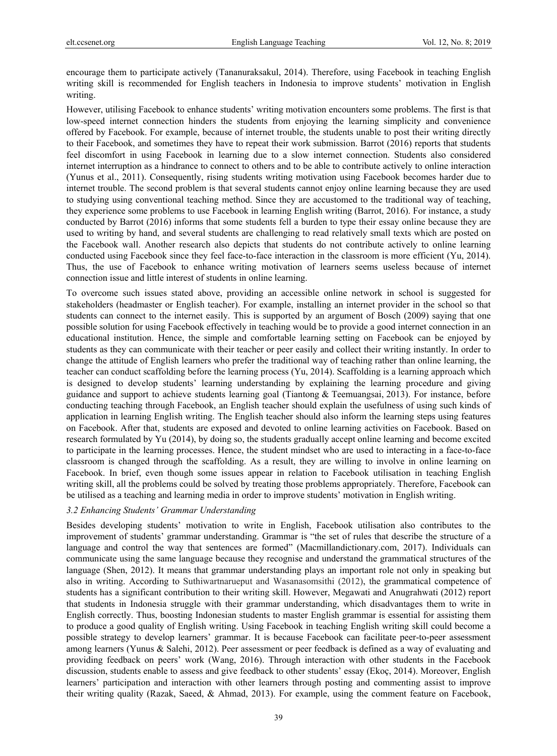encourage them to participate actively (Tananuraksakul, 2014). Therefore, using Facebook in teaching English writing skill is recommended for English teachers in Indonesia to improve students' motivation in English writing.

However, utilising Facebook to enhance students' writing motivation encounters some problems. The first is that low-speed internet connection hinders the students from enjoying the learning simplicity and convenience offered by Facebook. For example, because of internet trouble, the students unable to post their writing directly to their Facebook, and sometimes they have to repeat their work submission. Barrot (2016) reports that students feel discomfort in using Facebook in learning due to a slow internet connection. Students also considered internet interruption as a hindrance to connect to others and to be able to contribute actively to online interaction (Yunus et al., 2011). Consequently, rising students writing motivation using Facebook becomes harder due to internet trouble. The second problem is that several students cannot enjoy online learning because they are used to studying using conventional teaching method. Since they are accustomed to the traditional way of teaching, they experience some problems to use Facebook in learning English writing (Barrot, 2016). For instance, a study conducted by Barrot (2016) informs that some students fell a burden to type their essay online because they are used to writing by hand, and several students are challenging to read relatively small texts which are posted on the Facebook wall. Another research also depicts that students do not contribute actively to online learning conducted using Facebook since they feel face-to-face interaction in the classroom is more efficient (Yu, 2014). Thus, the use of Facebook to enhance writing motivation of learners seems useless because of internet connection issue and little interest of students in online learning.

To overcome such issues stated above, providing an accessible online network in school is suggested for stakeholders (headmaster or English teacher). For example, installing an internet provider in the school so that students can connect to the internet easily. This is supported by an argument of Bosch (2009) saying that one possible solution for using Facebook effectively in teaching would be to provide a good internet connection in an educational institution. Hence, the simple and comfortable learning setting on Facebook can be enjoyed by students as they can communicate with their teacher or peer easily and collect their writing instantly. In order to change the attitude of English learners who prefer the traditional way of teaching rather than online learning, the teacher can conduct scaffolding before the learning process (Yu, 2014). Scaffolding is a learning approach which is designed to develop students' learning understanding by explaining the learning procedure and giving guidance and support to achieve students learning goal (Tiantong & Teemuangsai, 2013). For instance, before conducting teaching through Facebook, an English teacher should explain the usefulness of using such kinds of application in learning English writing. The English teacher should also inform the learning steps using features on Facebook. After that, students are exposed and devoted to online learning activities on Facebook. Based on research formulated by Yu (2014), by doing so, the students gradually accept online learning and become excited to participate in the learning processes. Hence, the student mindset who are used to interacting in a face-to-face classroom is changed through the scaffolding. As a result, they are willing to involve in online learning on Facebook. In brief, even though some issues appear in relation to Facebook utilisation in teaching English writing skill, all the problems could be solved by treating those problems appropriately. Therefore, Facebook can be utilised as a teaching and learning media in order to improve students' motivation in English writing.

### *3.2 Enhancing Students' Grammar Understanding*

Besides developing students' motivation to write in English, Facebook utilisation also contributes to the improvement of students' grammar understanding. Grammar is "the set of rules that describe the structure of a language and control the way that sentences are formed" (Macmillandictionary.com, 2017). Individuals can communicate using the same language because they recognise and understand the grammatical structures of the language (Shen, 2012). It means that grammar understanding plays an important role not only in speaking but also in writing. According to Suthiwartnarueput and Wasanasomsithi (2012), the grammatical competence of students has a significant contribution to their writing skill. However, Megawati and Anugrahwati (2012) report that students in Indonesia struggle with their grammar understanding, which disadvantages them to write in English correctly. Thus, boosting Indonesian students to master English grammar is essential for assisting them to produce a good quality of English writing. Using Facebook in teaching English writing skill could become a possible strategy to develop learners' grammar. It is because Facebook can facilitate peer-to-peer assessment among learners (Yunus & Salehi, 2012). Peer assessment or peer feedback is defined as a way of evaluating and providing feedback on peers' work (Wang, 2016). Through interaction with other students in the Facebook discussion, students enable to assess and give feedback to other students' essay (Ekoç, 2014). Moreover, English learners' participation and interaction with other learners through posting and commenting assist to improve their writing quality (Razak, Saeed, & Ahmad, 2013). For example, using the comment feature on Facebook,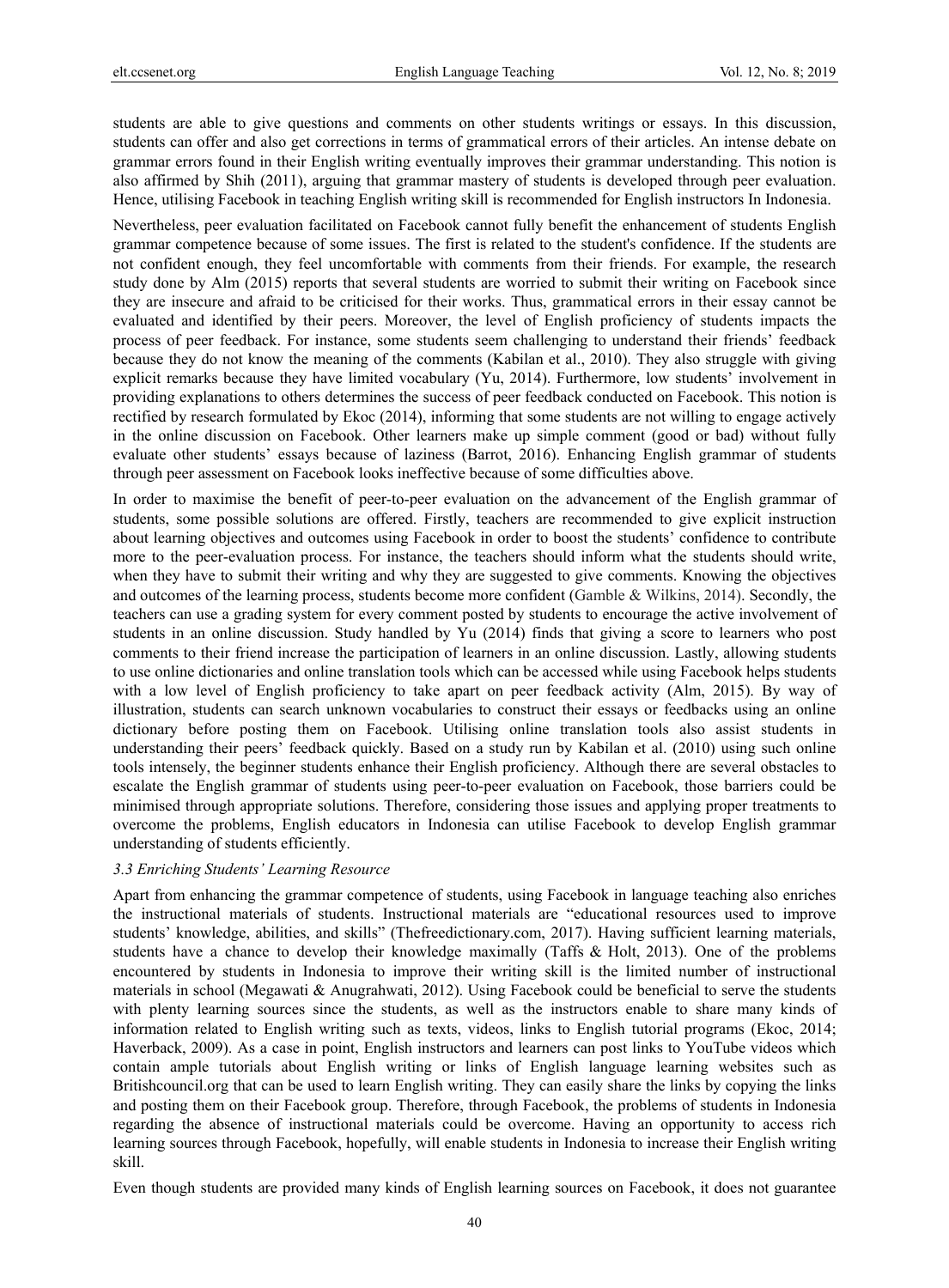students are able to give questions and comments on other students writings or essays. In this discussion, students can offer and also get corrections in terms of grammatical errors of their articles. An intense debate on grammar errors found in their English writing eventually improves their grammar understanding. This notion is also affirmed by Shih (2011), arguing that grammar mastery of students is developed through peer evaluation. Hence, utilising Facebook in teaching English writing skill is recommended for English instructors In Indonesia.

Nevertheless, peer evaluation facilitated on Facebook cannot fully benefit the enhancement of students English grammar competence because of some issues. The first is related to the student's confidence. If the students are not confident enough, they feel uncomfortable with comments from their friends. For example, the research study done by Alm (2015) reports that several students are worried to submit their writing on Facebook since they are insecure and afraid to be criticised for their works. Thus, grammatical errors in their essay cannot be evaluated and identified by their peers. Moreover, the level of English proficiency of students impacts the process of peer feedback. For instance, some students seem challenging to understand their friends' feedback because they do not know the meaning of the comments (Kabilan et al., 2010). They also struggle with giving explicit remarks because they have limited vocabulary (Yu, 2014). Furthermore, low students' involvement in providing explanations to others determines the success of peer feedback conducted on Facebook. This notion is rectified by research formulated by Ekoc (2014), informing that some students are not willing to engage actively in the online discussion on Facebook. Other learners make up simple comment (good or bad) without fully evaluate other students' essays because of laziness (Barrot, 2016). Enhancing English grammar of students through peer assessment on Facebook looks ineffective because of some difficulties above.

In order to maximise the benefit of peer-to-peer evaluation on the advancement of the English grammar of students, some possible solutions are offered. Firstly, teachers are recommended to give explicit instruction about learning objectives and outcomes using Facebook in order to boost the students' confidence to contribute more to the peer-evaluation process. For instance, the teachers should inform what the students should write, when they have to submit their writing and why they are suggested to give comments. Knowing the objectives and outcomes of the learning process, students become more confident (Gamble & Wilkins, 2014). Secondly, the teachers can use a grading system for every comment posted by students to encourage the active involvement of students in an online discussion. Study handled by Yu (2014) finds that giving a score to learners who post comments to their friend increase the participation of learners in an online discussion. Lastly, allowing students to use online dictionaries and online translation tools which can be accessed while using Facebook helps students with a low level of English proficiency to take apart on peer feedback activity (Alm, 2015). By way of illustration, students can search unknown vocabularies to construct their essays or feedbacks using an online dictionary before posting them on Facebook. Utilising online translation tools also assist students in understanding their peers' feedback quickly. Based on a study run by Kabilan et al. (2010) using such online tools intensely, the beginner students enhance their English proficiency. Although there are several obstacles to escalate the English grammar of students using peer-to-peer evaluation on Facebook, those barriers could be minimised through appropriate solutions. Therefore, considering those issues and applying proper treatments to overcome the problems, English educators in Indonesia can utilise Facebook to develop English grammar understanding of students efficiently.

### *3.3 Enriching Students' Learning Resource*

Apart from enhancing the grammar competence of students, using Facebook in language teaching also enriches the instructional materials of students. Instructional materials are "educational resources used to improve students' knowledge, abilities, and skills" (Thefreedictionary.com, 2017). Having sufficient learning materials, students have a chance to develop their knowledge maximally (Taffs & Holt, 2013). One of the problems encountered by students in Indonesia to improve their writing skill is the limited number of instructional materials in school (Megawati & Anugrahwati, 2012). Using Facebook could be beneficial to serve the students with plenty learning sources since the students, as well as the instructors enable to share many kinds of information related to English writing such as texts, videos, links to English tutorial programs (Ekoc, 2014; Haverback, 2009). As a case in point, English instructors and learners can post links to YouTube videos which contain ample tutorials about English writing or links of English language learning websites such as Britishcouncil.org that can be used to learn English writing. They can easily share the links by copying the links and posting them on their Facebook group. Therefore, through Facebook, the problems of students in Indonesia regarding the absence of instructional materials could be overcome. Having an opportunity to access rich learning sources through Facebook, hopefully, will enable students in Indonesia to increase their English writing skill.

Even though students are provided many kinds of English learning sources on Facebook, it does not guarantee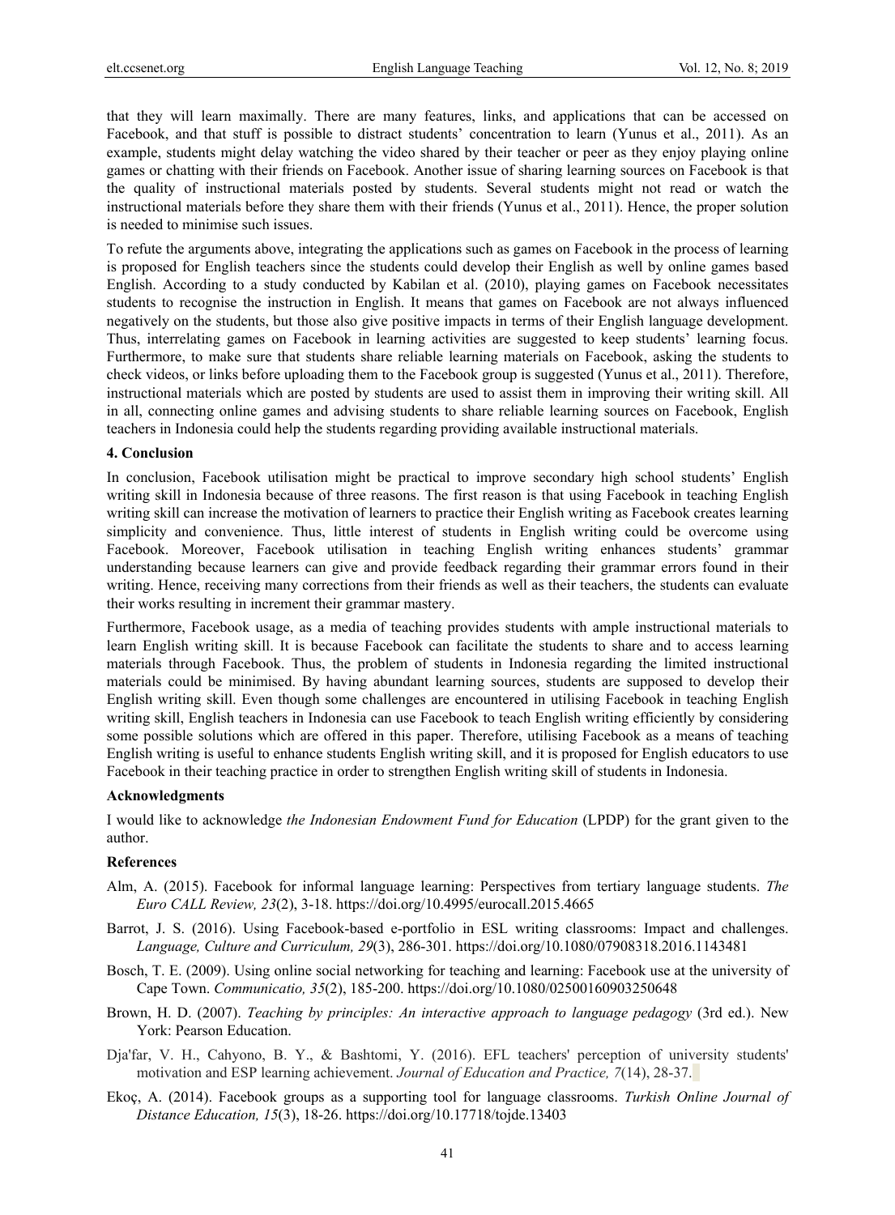that they will learn maximally. There are many features, links, and applications that can be accessed on Facebook, and that stuff is possible to distract students' concentration to learn (Yunus et al., 2011). As an example, students might delay watching the video shared by their teacher or peer as they enjoy playing online games or chatting with their friends on Facebook. Another issue of sharing learning sources on Facebook is that the quality of instructional materials posted by students. Several students might not read or watch the instructional materials before they share them with their friends (Yunus et al., 2011). Hence, the proper solution is needed to minimise such issues.

To refute the arguments above, integrating the applications such as games on Facebook in the process of learning is proposed for English teachers since the students could develop their English as well by online games based English. According to a study conducted by Kabilan et al. (2010), playing games on Facebook necessitates students to recognise the instruction in English. It means that games on Facebook are not always influenced negatively on the students, but those also give positive impacts in terms of their English language development. Thus, interrelating games on Facebook in learning activities are suggested to keep students' learning focus. Furthermore, to make sure that students share reliable learning materials on Facebook, asking the students to check videos, or links before uploading them to the Facebook group is suggested (Yunus et al., 2011). Therefore, instructional materials which are posted by students are used to assist them in improving their writing skill. All in all, connecting online games and advising students to share reliable learning sources on Facebook, English teachers in Indonesia could help the students regarding providing available instructional materials.

## 4. Conclusion

In conclusion, Facebook utilisation might be practical to improve secondary high school students' English writing skill in Indonesia because of three reasons. The first reason is that using Facebook in teaching English writing skill can increase the motivation of learners to practice their English writing as Facebook creates learning simplicity and convenience. Thus, little interest of students in English writing could be overcome using Facebook. Moreover, Facebook utilisation in teaching English writing enhances students' grammar understanding because learners can give and provide feedback regarding their grammar errors found in their writing. Hence, receiving many corrections from their friends as well as their teachers, the students can evaluate their works resulting in increment their grammar mastery.

Furthermore, Facebook usage, as a media of teaching provides students with ample instructional materials to learn English writing skill. It is because Facebook can facilitate the students to share and to access learning materials through Facebook. Thus, the problem of students in Indonesia regarding the limited instructional materials could be minimised. By having abundant learning sources, students are supposed to develop their English writing skill. Even though some challenges are encountered in utilising Facebook in teaching English writing skill, English teachers in Indonesia can use Facebook to teach English writing efficiently by considering some possible solutions which are offered in this paper. Therefore, utilising Facebook as a means of teaching English writing is useful to enhance students English writing skill, and it is proposed for English educators to use Facebook in their teaching practice in order to strengthen English writing skill of students in Indonesia.

## Acknowledgments

I would like to acknowledge *the Indonesian Endowment Fund for Education* (LPDP) for the grant given to the author.

## References

Alm, A. (2015). Facebook for informal language learning: Perspectives from tertiary language students. *The Euro CALL Review, 23*(2), 3-18. https://doi.org/10.4995/eurocall.2015.4665

Barrot, J. S. (2016). Using Facebook-based e-portfolio in ESL writing classrooms: Impact and challenges. *Language, Culture and Curriculum, 29*(3), 286-301. https://doi.org/10.1080/07908318.2016.1143481

Bosch, T. E. (2009). Using online social networking for teaching and learning: Facebook use at the university of Cape Town. *Communicatio, 35*(2), 185-200. https://doi.org/10.1080/02500160903250648

Brown, H. D. (2007). *Teaching by principles: An interactive approach to language pedagogy* (3rd ed.). New York: Pearson Education.

Dja'far, V. H., Cahyono, B. Y., & Bashtomi, Y. (2016). EFL teachers' perception of university students' motivation and ESP learning achievement. *Journal of Education and Practice, 7*(14), 28-37.

Ekoç, A. (2014). Facebook groups as a supporting tool for language classrooms. *Turkish Online Journal of Distance Education, 15*(3), 18-26. https://doi.org/10.17718/tojde.13403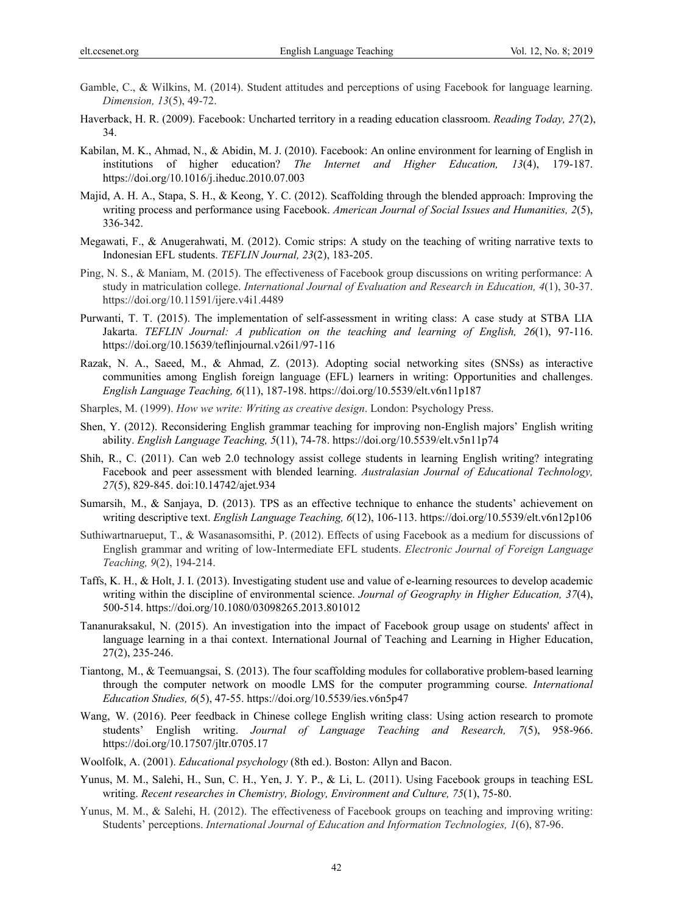Gamble, C., & Wilkins, M. (2014). Student attitudes and perceptions of using Facebook for language learning. *Dimension, 13*(5), 49-72.

Haverback, H. R. (2009). Facebook: Uncharted territory in a reading education classroom. *Reading Today, 27*(2), 34.

Kabilan, M. K., Ahmad, N., & Abidin, M. J. (2010). Facebook: An online environment for learning of English in institutions of higher education? *The Internet and Higher Education, 13*(4), 179-187. https://doi.org/10.1016/j.iheduc.2010.07.003

Majid, A. H. A., Stapa, S. H., & Keong, Y. C. (2012). Scaffolding through the blended approach: Improving the writing process and performance using Facebook. *American Journal of Social Issues and Humanities, 2*(5), 336-342.

Megawati, F., & Anugerahwati, M. (2012). Comic strips: A study on the teaching of writing narrative texts to Indonesian EFL students. *TEFLIN Journal, 23*(2), 183-205.

Ping, N. S., & Maniam, M. (2015). The effectiveness of Facebook group discussions on writing performance: A study in matriculation college. *International Journal of Evaluation and Research in Education, 4*(1), 30-37. https://doi.org/10.11591/ijere.v4i1.4489

Purwanti, T. T. (2015). The implementation of self-assessment in writing class: A case study at STBA LIA Jakarta. *TEFLIN Journal: A publication on the teaching and learning of English, 26*(1), 97-116. https://doi.org/10.15639/teflinjournal.v26i1/97-116

Razak, N. A., Saeed, M., & Ahmad, Z. (2013). Adopting social networking sites (SNSs) as interactive communities among English foreign language (EFL) learners in writing: Opportunities and challenges. *English Language Teaching, 6*(11), 187-198. https://doi.org/10.5539/elt.v6n11p187

Sharples, M. (1999). *How we write: Writing as creative design*. London: Psychology Press.

Shen, Y. (2012). Reconsidering English grammar teaching for improving non-English majors' English writing ability. *English Language Teaching, 5*(11), 74-78. https://doi.org/10.5539/elt.v5n11p74

Shih, R., C. (2011). Can web 2.0 technology assist college students in learning English writing? integrating Facebook and peer assessment with blended learning. *Australasian Journal of Educational Technology, 27*(5), 829-845. doi:10.14742/ajet.934

Sumarsih, M., & Sanjaya, D. (2013). TPS as an effective technique to enhance the students' achievement on writing descriptive text. *English Language Teaching, 6*(12), 106-113. https://doi.org/10.5539/elt.v6n12p106

Suthiwartnarueput, T., & Wasanasomsithi, P. (2012). Effects of using Facebook as a medium for discussions of English grammar and writing of low-Intermediate EFL students. *Electronic Journal of Foreign Language Teaching, 9*(2), 194-214.

Taffs, K. H., & Holt, J. I. (2013). Investigating student use and value of e-learning resources to develop academic writing within the discipline of environmental science. *Journal of Geography in Higher Education, 37*(4), 500-514. https://doi.org/10.1080/03098265.2013.801012

Tananuraksakul, N. (2015). An investigation into the impact of Facebook group usage on students' affect in language learning in a thai context. International Journal of Teaching and Learning in Higher Education, 27(2), 235-246.

Tiantong, M., & Teemuangsai, S. (2013). The four scaffolding modules for collaborative problem-based learning through the computer network on moodle LMS for the computer programming course. *International Education Studies, 6*(5), 47-55. https://doi.org/10.5539/ies.v6n5p47

Wang, W. (2016). Peer feedback in Chinese college English writing class: Using action research to promote students' English writing. *Journal of Language Teaching and Research, 7*(5), 958-966. https://doi.org/10.17507/jltr.0705.17

Woolfolk, A. (2001). *Educational psychology* (8th ed.). Boston: Allyn and Bacon.

Yunus, M. M., Salehi, H., Sun, C. H., Yen, J. Y. P., & Li, L. (2011). Using Facebook groups in teaching ESL writing. *Recent researches in Chemistry, Biology, Environment and Culture, 75*(1), 75-80.

Yunus, M. M., & Salehi, H. (2012). The effectiveness of Facebook groups on teaching and improving writing: Students' perceptions. *International Journal of Education and Information Technologies, 1*(6), 87-96.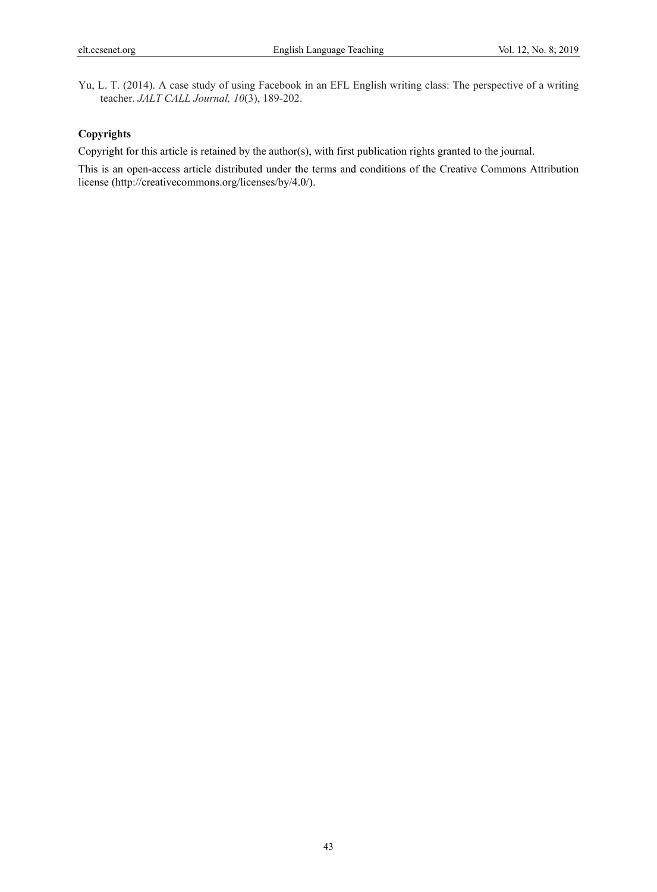Yu, L. T. (2014). A case study of using Facebook in an EFL English writing class: The perspective of a writing teacher. *JALT CALL Journal, 10*(3), 189-202.

## Copyrights

Copyright for this article is retained by the author(s), with first publication rights granted to the journal.

This is an open-access article distributed under the terms and conditions of the Creative Commons Attribution license (http://creativecommons.org/licenses/by/4.0/).